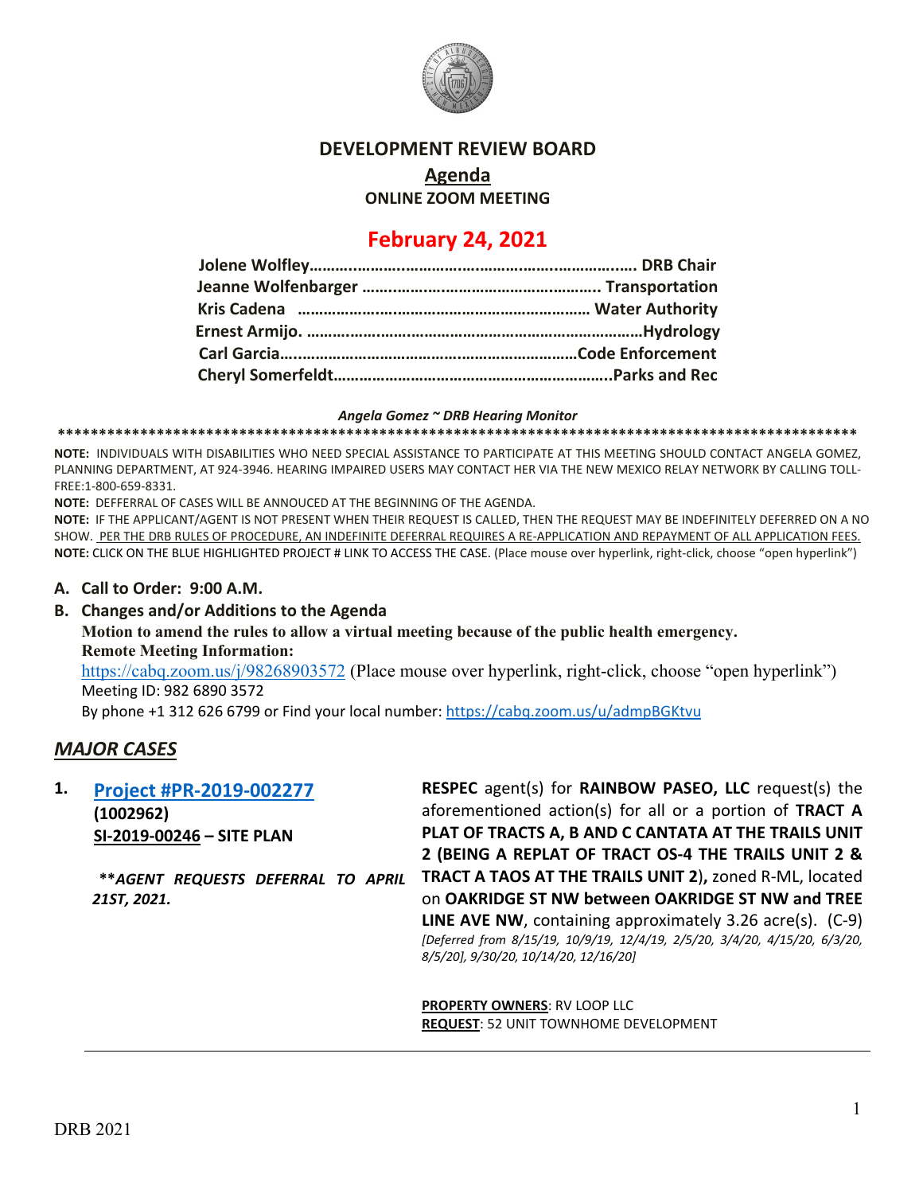# DEVELOPMENT REVIEW BOARD

## Agenda

**ONLINE ZOOM MEETING**

## February 24, 2021

**Jolene Wolfley…………………………………………………………………. DRB Chair**
**Jeanne Wolfenbarger ……………………………………………….. Transportation**
**Kris Cadena ……………………………………………………………… Water Authority**
**Ernest Armijo. …………………………………………………………………Hydrology**
**Carl Garcia………………………………………………………………Code Enforcement**
**Cheryl Somerfeldt………………………………………………………..Parks and Rec**

***Angela Gomez ~ DRB Hearing Monitor***

**\*\*\*\*\*\*\*\*\*\*\*\*\*\*\*\*\*\*\*\*\*\*\*\*\*\*\*\*\*\*\*\*\*\*\*\*\*\*\*\*\*\*\*\*\*\*\*\*\*\*\*\*\*\*\*\*\*\*\*\*\*\*\*\*\*\*\*\*\*\*\*\*\*\*\*\*\*\*\*\*\*\*\*\*\*\*\*\*\*\*\*\*\*\*\*\*\*\*\*\***

**NOTE:** INDIVIDUALS WITH DISABILITIES WHO NEED SPECIAL ASSISTANCE TO PARTICIPATE AT THIS MEETING SHOULD CONTACT ANGELA GOMEZ, PLANNING DEPARTMENT, AT 924-3946. HEARING IMPAIRED USERS MAY CONTACT HER VIA THE NEW MEXICO RELAY NETWORK BY CALLING TOLL-FREE:1-800-659-8331.

**NOTE:** DEFFERRAL OF CASES WILL BE ANNOUCED AT THE BEGINNING OF THE AGENDA.

**NOTE:** IF THE APPLICANT/AGENT IS NOT PRESENT WHEN THEIR REQUEST IS CALLED, THEN THE REQUEST MAY BE INDEFINITELY DEFERRED ON A NO SHOW. PER THE DRB RULES OF PROCEDURE, AN INDEFINITE DEFERRAL REQUIRES A RE-APPLICATION AND REPAYMENT OF ALL APPLICATION FEES.

**NOTE:** CLICK ON THE BLUE HIGHLIGHTED PROJECT # LINK TO ACCESS THE CASE. (Place mouse over hyperlink, right-click, choose "open hyperlink")

**A. Call to Order: 9:00 A.M.**

**B. Changes and/or Additions to the Agenda**

**Motion to amend the rules to allow a virtual meeting because of the public health emergency.**

**Remote Meeting Information:**

https://cabq.zoom.us/j/98268903572 (Place mouse over hyperlink, right-click, choose "open hyperlink")

Meeting ID: 982 6890 3572

By phone +1 312 626 6799 or Find your local number: https://cabq.zoom.us/u/admpBGKtvu

## *MAJOR CASES*

**1. Project #PR-2019-002277**
**(1002962)**
**SI-2019-00246 – SITE PLAN**

***\*\*AGENT REQUESTS DEFERRAL TO APRIL 21ST, 2021.***

**RESPEC** agent(s) for **RAINBOW PASEO, LLC** request(s) the aforementioned action(s) for all or a portion of **TRACT A PLAT OF TRACTS A, B AND C CANTATA AT THE TRAILS UNIT 2 (BEING A REPLAT OF TRACT OS-4 THE TRAILS UNIT 2 & TRACT A TAOS AT THE TRAILS UNIT 2),** zoned R-ML, located on **OAKRIDGE ST NW between OAKRIDGE ST NW and TREE LINE AVE NW**, containing approximately 3.26 acre(s). (C-9) *[Deferred from 8/15/19, 10/9/19, 12/4/19, 2/5/20, 3/4/20, 4/15/20, 6/3/20, 8/5/20], 9/30/20, 10/14/20, 12/16/20]*

**PROPERTY OWNERS**: RV LOOP LLC
**REQUEST**: 52 UNIT TOWNHOME DEVELOPMENT

DRB 2021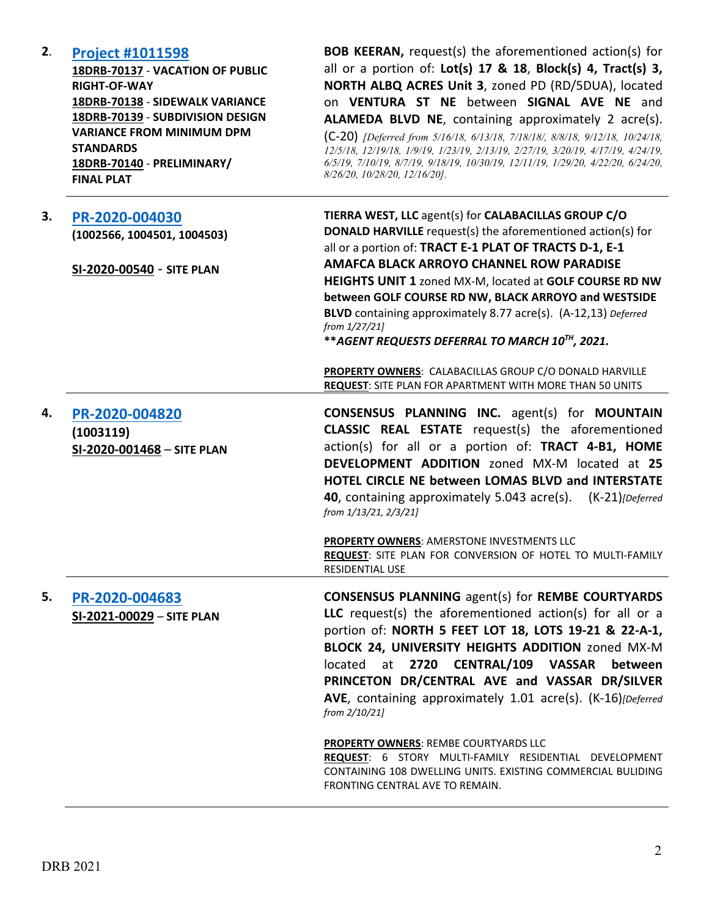| | | |
|---|---|---|
| **2.** | **[Project #1011598](#)**<br>**18DRB-70137** - **VACATION OF PUBLIC RIGHT-OF-WAY**<br>**18DRB-70138** - **SIDEWALK VARIANCE**<br>**18DRB-70139** - **SUBDIVISION DESIGN VARIANCE FROM MINIMUM DPM STANDARDS**<br>**18DRB-70140** - **PRELIMINARY/ FINAL PLAT** | **BOB KEERAN,** request(s) the aforementioned action(s) for all or a portion of: **Lot(s) 17 & 18**, **Block(s) 4, Tract(s) 3, NORTH ALBQ ACRES Unit 3**, zoned PD (RD/5DUA), located on **VENTURA ST NE** between **SIGNAL AVE NE** and **ALAMEDA BLVD NE**, containing approximately 2 acre(s). (C-20) *[Deferred from 5/16/18, 6/13/18, 7/18/18/, 8/8/18, 9/12/18, 10/24/18, 12/5/18, 12/19/18, 1/9/19, 1/23/19, 2/13/19, 2/27/19, 3/20/19, 4/17/19, 4/24/19, 6/5/19, 7/10/19, 8/7/19, 9/18/19, 10/30/19, 12/11/19, 1/29/20, 4/22/20, 6/24/20, 8/26/20, 10/28/20, 12/16/20].* |
| **3.** | **[PR-2020-004030](#)**<br>**(1002566, 1004501, 1004503)**<br><br>**SI-2020-00540** - **SITE PLAN** | **TIERRA WEST, LLC** agent(s) for **CALABACILLAS GROUP C/O DONALD HARVILLE** request(s) the aforementioned action(s) for all or a portion of: **TRACT E-1 PLAT OF TRACTS D-1, E-1 AMAFCA BLACK ARROYO CHANNEL ROW PARADISE HEIGHTS UNIT 1** zoned MX-M, located at **GOLF COURSE RD NW between GOLF COURSE RD NW, BLACK ARROYO and WESTSIDE BLVD** containing approximately 8.77 acre(s). (A-12,13) *Deferred from 1/27/21]*<br>***\*\*AGENT REQUESTS DEFERRAL TO MARCH 10TH, 2021.***<br><br>**PROPERTY OWNERS**: CALABACILLAS GROUP C/O DONALD HARVILLE<br>**REQUEST**: SITE PLAN FOR APARTMENT WITH MORE THAN 50 UNITS |
| **4.** | **[PR-2020-004820](#)**<br>**(1003119)**<br>**SI-2020-001468** – **SITE PLAN** | **CONSENSUS PLANNING INC.** agent(s) for **MOUNTAIN CLASSIC REAL ESTATE** request(s) the aforementioned action(s) for all or a portion of: **TRACT 4-B1, HOME DEVELOPMENT ADDITION** zoned MX-M located at **25 HOTEL CIRCLE NE between LOMAS BLVD and INTERSTATE 40**, containing approximately 5.043 acre(s). (K-21)*[Deferred from 1/13/21, 2/3/21]*<br><br>**PROPERTY OWNERS**: AMERSTONE INVESTMENTS LLC<br>**REQUEST**: SITE PLAN FOR CONVERSION OF HOTEL TO MULTI-FAMILY RESIDENTIAL USE |
| **5.** | **[PR-2020-004683](#)**<br>**SI-2021-00029** – **SITE PLAN** | **CONSENSUS PLANNING** agent(s) for **REMBE COURTYARDS LLC** request(s) the aforementioned action(s) for all or a portion of: **NORTH 5 FEET LOT 18, LOTS 19-21 & 22-A-1, BLOCK 24, UNIVERSITY HEIGHTS ADDITION** zoned MX-M located at **2720 CENTRAL/109 VASSAR between PRINCETON DR/CENTRAL AVE and VASSAR DR/SILVER AVE**, containing approximately 1.01 acre(s). (K-16)*[Deferred from 2/10/21]*<br><br>**PROPERTY OWNERS**: REMBE COURTYARDS LLC<br>**REQUEST**: 6 STORY MULTI-FAMILY RESIDENTIAL DEVELOPMENT CONTAINING 108 DWELLING UNITS. EXISTING COMMERCIAL BULIDING FRONTING CENTRAL AVE TO REMAIN. |

DRB 2021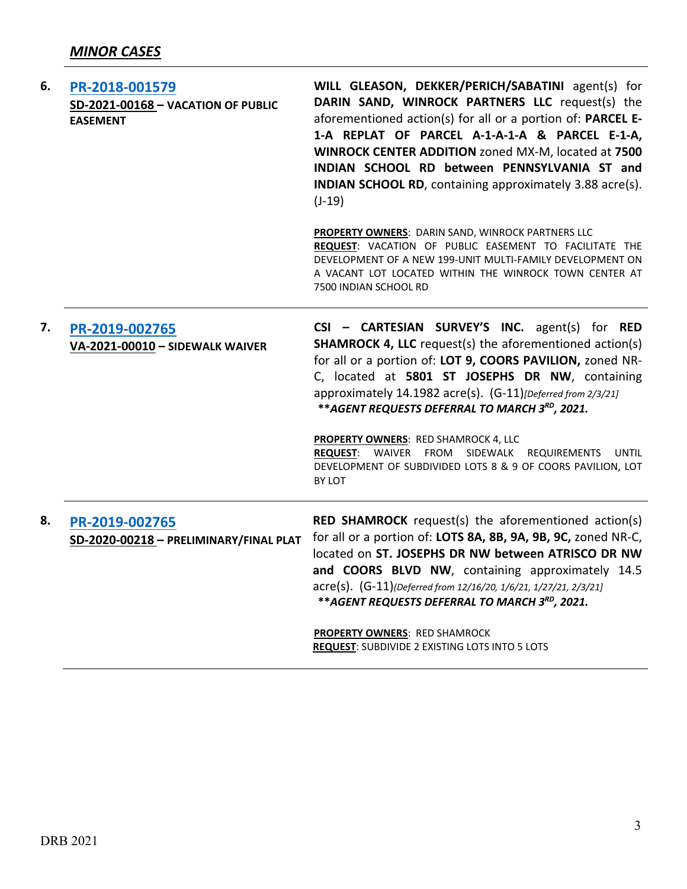## ***MINOR CASES***

| | | |
|---|---|---|
| **6.** | **[PR-2018-001579](#)**<br>**SD-2021-00168 – VACATION OF PUBLIC EASEMENT** | **WILL GLEASON, DEKKER/PERICH/SABATINI** agent(s) for **DARIN SAND, WINROCK PARTNERS LLC** request(s) the aforementioned action(s) for all or a portion of: **PARCEL E-1-A REPLAT OF PARCEL A-1-A-1-A & PARCEL E-1-A, WINROCK CENTER ADDITION** zoned MX-M, located at **7500 INDIAN SCHOOL RD between PENNSYLVANIA ST and INDIAN SCHOOL RD**, containing approximately 3.88 acre(s). (J-19)<br><br>**PROPERTY OWNERS**: DARIN SAND, WINROCK PARTNERS LLC<br>**REQUEST**: VACATION OF PUBLIC EASEMENT TO FACILITATE THE DEVELOPMENT OF A NEW 199-UNIT MULTI-FAMILY DEVELOPMENT ON A VACANT LOT LOCATED WITHIN THE WINROCK TOWN CENTER AT 7500 INDIAN SCHOOL RD |
| **7.** | **[PR-2019-002765](#)**<br>**VA-2021-00010 – SIDEWALK WAIVER** | **CSI – CARTESIAN SURVEY'S INC.** agent(s) for **RED SHAMROCK 4, LLC** request(s) the aforementioned action(s) for all or a portion of: **LOT 9, COORS PAVILION,** zoned NR-C, located at **5801 ST JOSEPHS DR NW**, containing approximately 14.1982 acre(s). (G-11)*[Deferred from 2/3/21]*<br>***\*\*AGENT REQUESTS DEFERRAL TO MARCH 3RD, 2021.***<br><br>**PROPERTY OWNERS**: RED SHAMROCK 4, LLC<br>**REQUEST**: WAIVER FROM SIDEWALK REQUIREMENTS UNTIL DEVELOPMENT OF SUBDIVIDED LOTS 8 & 9 OF COORS PAVILION, LOT BY LOT |
| **8.** | **[PR-2019-002765](#)**<br>**SD-2020-00218 – PRELIMINARY/FINAL PLAT** | **RED SHAMROCK** request(s) the aforementioned action(s) for all or a portion of: **LOTS 8A, 8B, 9A, 9B, 9C,** zoned NR-C, located on **ST. JOSEPHS DR NW between ATRISCO DR NW and COORS BLVD NW**, containing approximately 14.5 acre(s). (G-11)*(Deferred from 12/16/20, 1/6/21, 1/27/21, 2/3/21]*<br>***\*\*AGENT REQUESTS DEFERRAL TO MARCH 3RD, 2021.***<br><br>**PROPERTY OWNERS**: RED SHAMROCK<br>**REQUEST**: SUBDIVIDE 2 EXISTING LOTS INTO 5 LOTS |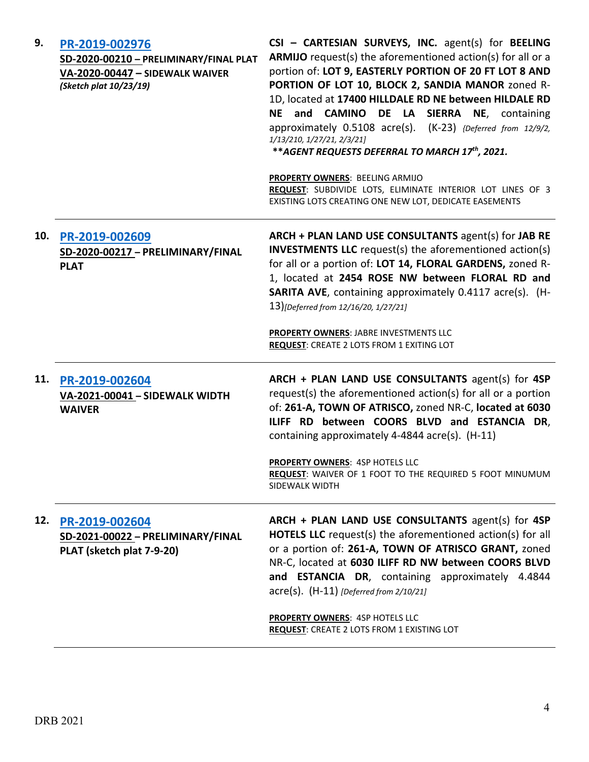| | | |
|---|---|---|
| **9.** | **PR-2019-002976**<br>**SD-2020-00210 – PRELIMINARY/FINAL PLAT**<br>**VA-2020-00447 – SIDEWALK WAIVER**<br>***(Sketch plat 10/23/19)*** | **CSI – CARTESIAN SURVEYS, INC.** agent(s) for **BEELING ARMIJO** request(s) the aforementioned action(s) for all or a portion of: **LOT 9, EASTERLY PORTION OF 20 FT LOT 8 AND PORTION OF LOT 10, BLOCK 2, SANDIA MANOR** zoned R-1D, located at **17400 HILLDALE RD NE between HILDALE RD NE and CAMINO DE LA SIERRA NE**, containing approximately 0.5108 acre(s). (K-23) *{Deferred from 12/9/2, 1/13/210, 1/27/21, 2/3/21]*<br>***\*\*AGENT REQUESTS DEFERRAL TO MARCH 17th, 2021.***<br><br>**PROPERTY OWNERS**: BEELING ARMIJO<br>**REQUEST**: SUBDIVIDE LOTS, ELIMINATE INTERIOR LOT LINES OF 3 EXISTING LOTS CREATING ONE NEW LOT, DEDICATE EASEMENTS |
| **10.** | **PR-2019-002609**<br>**SD-2020-00217 – PRELIMINARY/FINAL PLAT** | **ARCH + PLAN LAND USE CONSULTANTS** agent(s) for **JAB RE INVESTMENTS LLC** request(s) the aforementioned action(s) for all or a portion of: **LOT 14, FLORAL GARDENS,** zoned R-1, located at **2454 ROSE NW between FLORAL RD and SARITA AVE**, containing approximately 0.4117 acre(s). (H-13)*[Deferred from 12/16/20, 1/27/21]*<br><br>**PROPERTY OWNERS**: JABRE INVESTMENTS LLC<br>**REQUEST**: CREATE 2 LOTS FROM 1 EXITING LOT |
| **11.** | **PR-2019-002604**<br>**VA-2021-00041 – SIDEWALK WIDTH WAIVER** | **ARCH + PLAN LAND USE CONSULTANTS** agent(s) for **4SP** request(s) the aforementioned action(s) for all or a portion of: **261-A, TOWN OF ATRISCO,** zoned NR-C, **located at 6030 ILIFF RD between COORS BLVD and ESTANCIA DR**, containing approximately 4-4844 acre(s). (H-11)<br><br>**PROPERTY OWNERS**: 4SP HOTELS LLC<br>**REQUEST**: WAIVER OF 1 FOOT TO THE REQUIRED 5 FOOT MINUMUM SIDEWALK WIDTH |
| **12.** | **PR-2019-002604**<br>**SD-2021-00022 – PRELIMINARY/FINAL PLAT (sketch plat 7-9-20)** | **ARCH + PLAN LAND USE CONSULTANTS** agent(s) for **4SP HOTELS LLC** request(s) the aforementioned action(s) for all or a portion of: **261-A, TOWN OF ATRISCO GRANT,** zoned NR-C, located at **6030 ILIFF RD NW between COORS BLVD and ESTANCIA DR**, containing approximately 4.4844 acre(s). (H-11) *[Deferred from 2/10/21]*<br><br>**PROPERTY OWNERS**: 4SP HOTELS LLC<br>**REQUEST**: CREATE 2 LOTS FROM 1 EXISTING LOT |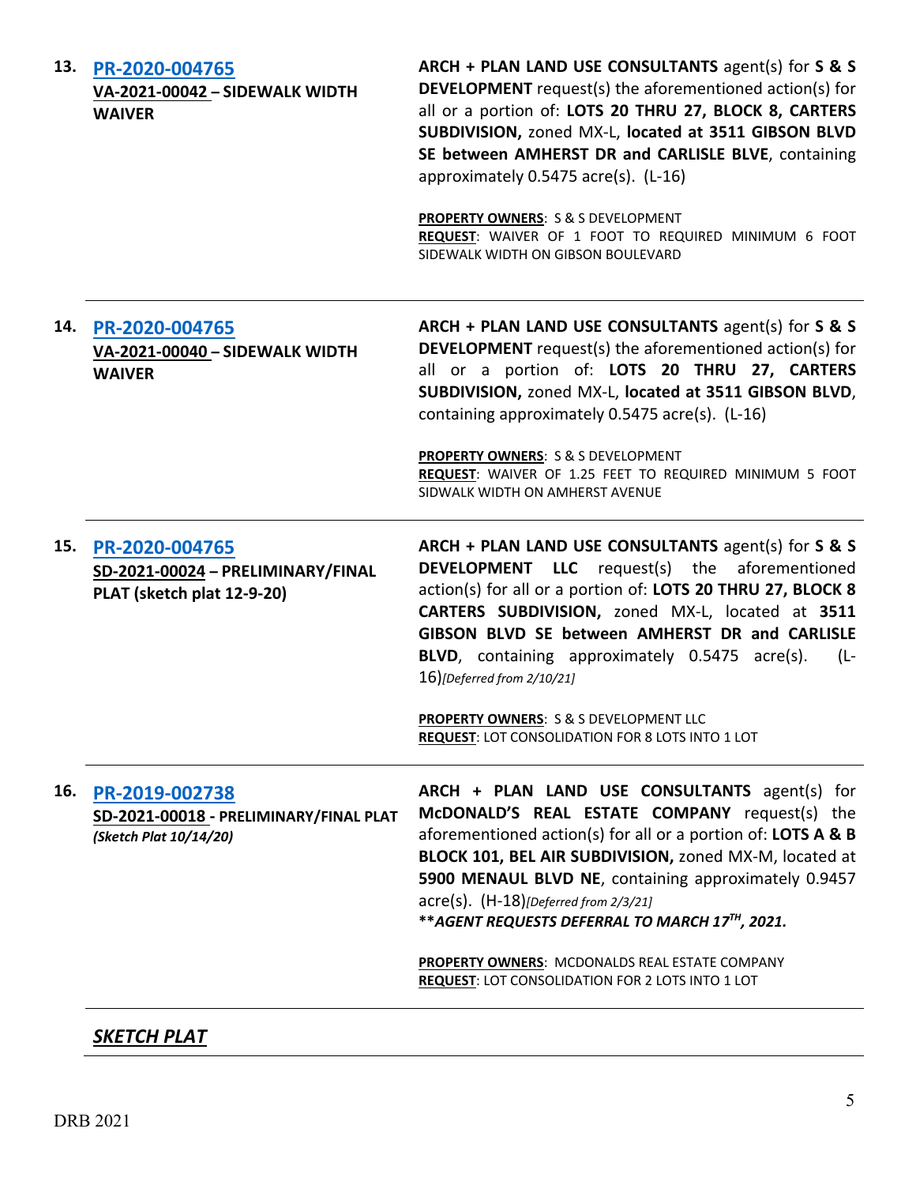13. **PR-2020-004765**
**VA-2021-00042 – SIDEWALK WIDTH WAIVER**

**ARCH + PLAN LAND USE CONSULTANTS** agent(s) for **S & S DEVELOPMENT** request(s) the aforementioned action(s) for all or a portion of: **LOTS 20 THRU 27, BLOCK 8, CARTERS SUBDIVISION,** zoned MX-L, **located at 3511 GIBSON BLVD SE between AMHERST DR and CARLISLE BLVE**, containing approximately 0.5475 acre(s). (L-16)

**PROPERTY OWNERS**: S & S DEVELOPMENT
**REQUEST**: WAIVER OF 1 FOOT TO REQUIRED MINIMUM 6 FOOT SIDEWALK WIDTH ON GIBSON BOULEVARD

---

14. **PR-2020-004765**
**VA-2021-00040 – SIDEWALK WIDTH WAIVER**

**ARCH + PLAN LAND USE CONSULTANTS** agent(s) for **S & S DEVELOPMENT** request(s) the aforementioned action(s) for all or a portion of: **LOTS 20 THRU 27, CARTERS SUBDIVISION,** zoned MX-L, **located at 3511 GIBSON BLVD**, containing approximately 0.5475 acre(s). (L-16)

**PROPERTY OWNERS**: S & S DEVELOPMENT
**REQUEST**: WAIVER OF 1.25 FEET TO REQUIRED MINIMUM 5 FOOT SIDWALK WIDTH ON AMHERST AVENUE

---

15. **PR-2020-004765**
**SD-2021-00024 – PRELIMINARY/FINAL PLAT (sketch plat 12-9-20)**

**ARCH + PLAN LAND USE CONSULTANTS** agent(s) for **S & S DEVELOPMENT LLC** request(s) the aforementioned action(s) for all or a portion of: **LOTS 20 THRU 27, BLOCK 8 CARTERS SUBDIVISION,** zoned MX-L, located at **3511 GIBSON BLVD SE between AMHERST DR and CARLISLE BLVD**, containing approximately 0.5475 acre(s). (L-16)*[Deferred from 2/10/21]*

**PROPERTY OWNERS**: S & S DEVELOPMENT LLC
**REQUEST**: LOT CONSOLIDATION FOR 8 LOTS INTO 1 LOT

---

16. **PR-2019-002738**
**SD-2021-00018 - PRELIMINARY/FINAL PLAT** ***(Sketch Plat 10/14/20)***

**ARCH + PLAN LAND USE CONSULTANTS** agent(s) for **McDONALD'S REAL ESTATE COMPANY** request(s) the aforementioned action(s) for all or a portion of: **LOTS A & B BLOCK 101, BEL AIR SUBDIVISION,** zoned MX-M, located at **5900 MENAUL BLVD NE**, containing approximately 0.9457 acre(s). (H-18)*[Deferred from 2/3/21]*
****AGENT REQUESTS DEFERRAL TO MARCH 17TH, 2021.***

**PROPERTY OWNERS**: MCDONALDS REAL ESTATE COMPANY
**REQUEST**: LOT CONSOLIDATION FOR 2 LOTS INTO 1 LOT

---

***SKETCH PLAT***

---

DRB 2021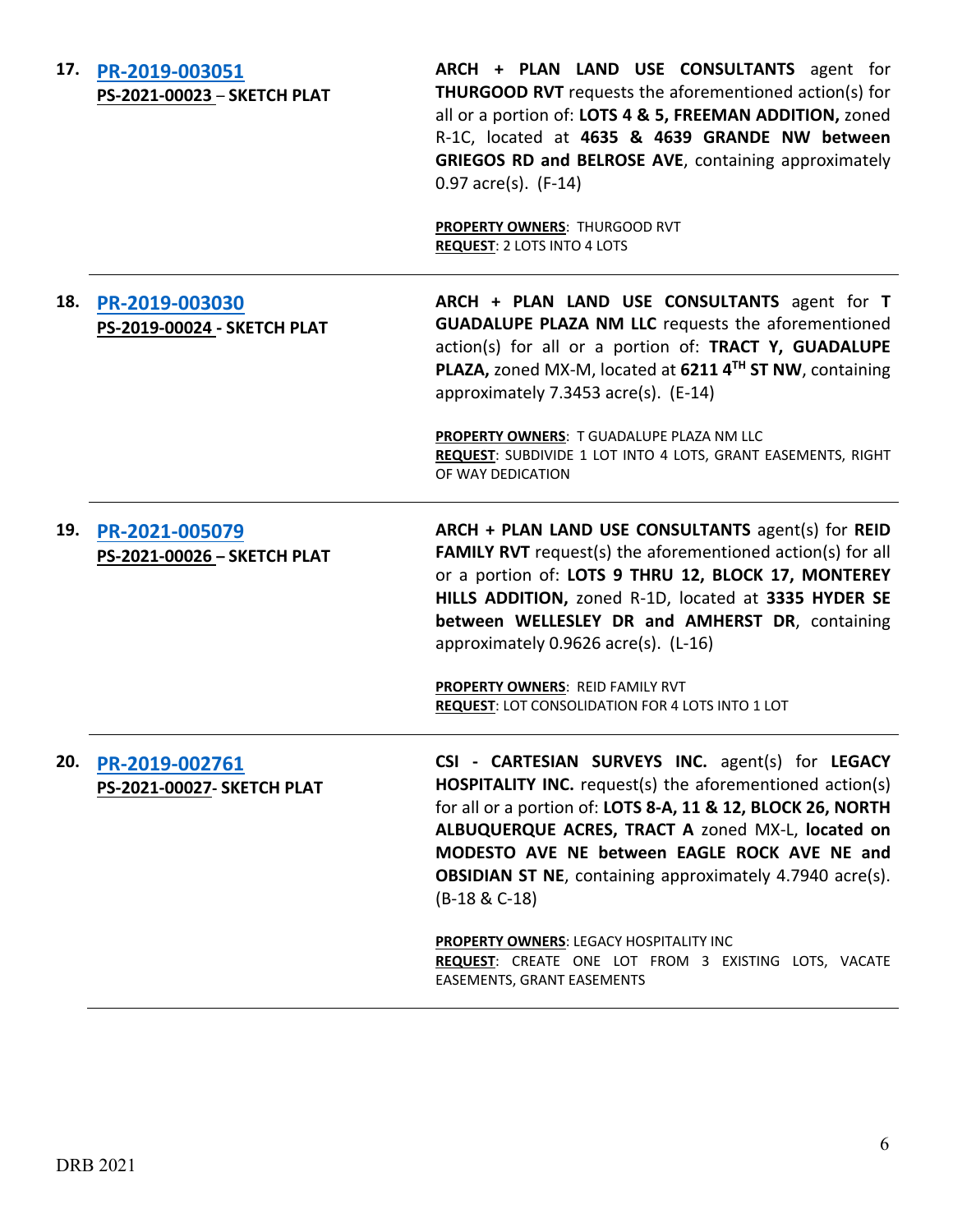| | | |
|---|---|---|
| 17. | **PR-2019-003051**<br>**PS-2021-00023 – SKETCH PLAT** | **ARCH + PLAN LAND USE CONSULTANTS** agent for **THURGOOD RVT** requests the aforementioned action(s) for all or a portion of: **LOTS 4 & 5, FREEMAN ADDITION,** zoned R-1C, located at **4635 & 4639 GRANDE NW between GRIEGOS RD and BELROSE AVE**, containing approximately 0.97 acre(s). (F-14)<br><br>**PROPERTY OWNERS**: THURGOOD RVT<br>**REQUEST**: 2 LOTS INTO 4 LOTS |
| 18. | **PR-2019-003030**<br>**PS-2019-00024 - SKETCH PLAT** | **ARCH + PLAN LAND USE CONSULTANTS** agent for **T GUADALUPE PLAZA NM LLC** requests the aforementioned action(s) for all or a portion of: **TRACT Y, GUADALUPE PLAZA,** zoned MX-M, located at **6211 4TH ST NW**, containing approximately 7.3453 acre(s). (E-14)<br><br>**PROPERTY OWNERS**: T GUADALUPE PLAZA NM LLC<br>**REQUEST**: SUBDIVIDE 1 LOT INTO 4 LOTS, GRANT EASEMENTS, RIGHT OF WAY DEDICATION |
| 19. | **PR-2021-005079**<br>**PS-2021-00026 – SKETCH PLAT** | **ARCH + PLAN LAND USE CONSULTANTS** agent(s) for **REID FAMILY RVT** request(s) the aforementioned action(s) for all or a portion of: **LOTS 9 THRU 12, BLOCK 17, MONTEREY HILLS ADDITION,** zoned R-1D, located at **3335 HYDER SE between WELLESLEY DR and AMHERST DR**, containing approximately 0.9626 acre(s). (L-16)<br><br>**PROPERTY OWNERS**: REID FAMILY RVT<br>**REQUEST**: LOT CONSOLIDATION FOR 4 LOTS INTO 1 LOT |
| 20. | **PR-2019-002761**<br>**PS-2021-00027- SKETCH PLAT** | **CSI - CARTESIAN SURVEYS INC.** agent(s) for **LEGACY HOSPITALITY INC.** request(s) the aforementioned action(s) for all or a portion of: **LOTS 8-A, 11 & 12, BLOCK 26, NORTH ALBUQUERQUE ACRES, TRACT A** zoned MX-L, **located on MODESTO AVE NE between EAGLE ROCK AVE NE and OBSIDIAN ST NE**, containing approximately 4.7940 acre(s). (B-18 & C-18)<br><br>**PROPERTY OWNERS**: LEGACY HOSPITALITY INC<br>**REQUEST**: CREATE ONE LOT FROM 3 EXISTING LOTS, VACATE EASEMENTS, GRANT EASEMENTS |

DRB 2021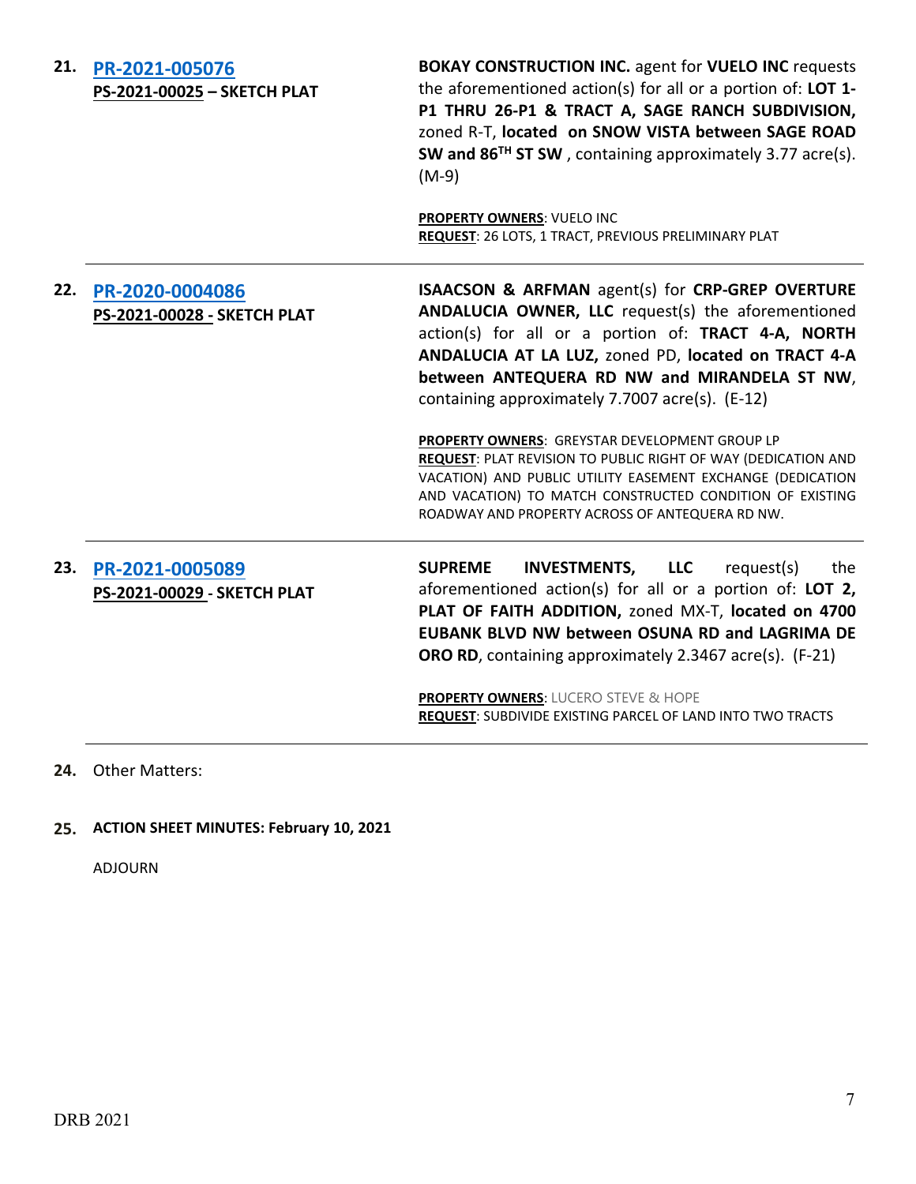**21.** **PR-2021-005076**
**PS-2021-00025 – SKETCH PLAT**

**BOKAY CONSTRUCTION INC.** agent for **VUELO INC** requests the aforementioned action(s) for all or a portion of: **LOT 1-P1 THRU 26-P1 & TRACT A, SAGE RANCH SUBDIVISION,** zoned R-T, **located on SNOW VISTA between SAGE ROAD SW and 86TH ST SW** , containing approximately 3.77 acre(s). (M-9)

**PROPERTY OWNERS**: VUELO INC
**REQUEST**: 26 LOTS, 1 TRACT, PREVIOUS PRELIMINARY PLAT

---

**22.** **PR-2020-0004086**
**PS-2021-00028 - SKETCH PLAT**

**ISAACSON & ARFMAN** agent(s) for **CRP-GREP OVERTURE ANDALUCIA OWNER, LLC** request(s) the aforementioned action(s) for all or a portion of: **TRACT 4-A, NORTH ANDALUCIA AT LA LUZ,** zoned PD, **located on TRACT 4-A between ANTEQUERA RD NW and MIRANDELA ST NW**, containing approximately 7.7007 acre(s). (E-12)

**PROPERTY OWNERS**: GREYSTAR DEVELOPMENT GROUP LP
**REQUEST**: PLAT REVISION TO PUBLIC RIGHT OF WAY (DEDICATION AND VACATION) AND PUBLIC UTILITY EASEMENT EXCHANGE (DEDICATION AND VACATION) TO MATCH CONSTRUCTED CONDITION OF EXISTING ROADWAY AND PROPERTY ACROSS OF ANTEQUERA RD NW.

---

**23.** **PR-2021-0005089**
**PS-2021-00029 - SKETCH PLAT**

**SUPREME INVESTMENTS, LLC** request(s) the aforementioned action(s) for all or a portion of: **LOT 2, PLAT OF FAITH ADDITION,** zoned MX-T, **located on 4700 EUBANK BLVD NW between OSUNA RD and LAGRIMA DE ORO RD**, containing approximately 2.3467 acre(s). (F-21)

**PROPERTY OWNERS**: LUCERO STEVE & HOPE
**REQUEST**: SUBDIVIDE EXISTING PARCEL OF LAND INTO TWO TRACTS

---

**24.** Other Matters:

**25.** **ACTION SHEET MINUTES: February 10, 2021**

ADJOURN